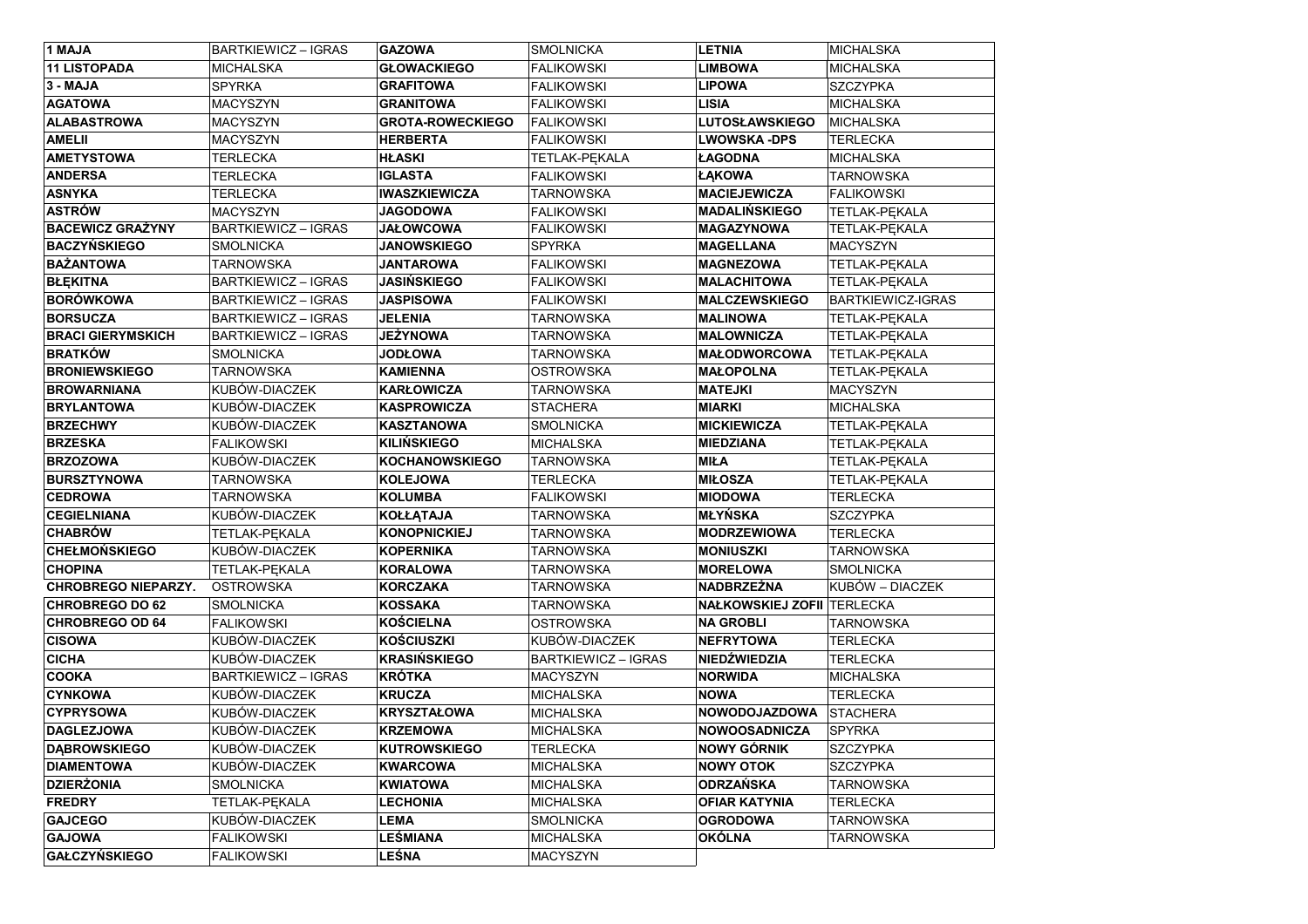| 1 MAJA | BARTKIEWICZ – IGRAS | GAZOWA | SMOLNICKA | LETNIA | MICHALSKA |
|---|---|---|---|---|---|
| 11 LISTOPADA | MICHALSKA | GŁOWACKIEGO | FALIKOWSKI | LIMBOWA | MICHALSKA |
| 3 - MAJA | SPYRKA | GRAFITOWA | FALIKOWSKI | LIPOWA | SZCZYPKA |
| AGATOWA | MACYSZYN | GRANITOWA | FALIKOWSKI | LISIA | MICHALSKA |
| ALABASTROWA | MACYSZYN | GROTA-ROWECKIEGO | FALIKOWSKI | LUTOSŁAWSKIEGO | MICHALSKA |
| AMELII | MACYSZYN | HERBERTA | FALIKOWSKI | LWOWSKA -DPS | TERLECKA |
| AMETYSTOWA | TERLECKA | HŁASKI | TETLAK-PĘKALA | ŁAGODNA | MICHALSKA |
| ANDERSA | TERLECKA | IGLASTA | FALIKOWSKI | ŁĄKOWA | TARNOWSKA |
| ASNYKA | TERLECKA | IWASZKIEWICZA | TARNOWSKA | MACIEJEWICZA | FALIKOWSKI |
| ASTRÓW | MACYSZYN | JAGODOWA | FALIKOWSKI | MADALIŃSKIEGO | TETLAK-PĘKALA |
| BACEWICZ GRAŻYNY | BARTKIEWICZ – IGRAS | JAŁOWCOWA | FALIKOWSKI | MAGAZYNOWA | TETLAK-PĘKALA |
| BACZYŃSKIEGO | SMOLNICKA | JANOWSKIEGO | SPYRKA | MAGELLANA | MACYSZYN |
| BAŻANTOWA | TARNOWSKA | JANTAROWA | FALIKOWSKI | MAGNEZOWA | TETLAK-PĘKALA |
| BŁĘKITNA | BARTKIEWICZ – IGRAS | JASIŃSKIEGO | FALIKOWSKI | MALACHITOWA | TETLAK-PĘKALA |
| BORÓWKOWA | BARTKIEWICZ – IGRAS | JASPISOWA | FALIKOWSKI | MALCZEWSKIEGO | BARTKIEWICZ-IGRAS |
| BORSUCZA | BARTKIEWICZ – IGRAS | JELENIA | TARNOWSKA | MALINOWA | TETLAK-PĘKALA |
| BRACI GIERYMSKICH | BARTKIEWICZ – IGRAS | JEŻYNOWA | TARNOWSKA | MALOWNICZA | TETLAK-PĘKALA |
| BRATKÓW | SMOLNICKA | JODŁOWA | TARNOWSKA | MAŁODWORCOWA | TETLAK-PĘKALA |
| BRONIEWSKIEGO | TARNOWSKA | KAMIENNA | OSTROWSKA | MAŁOPOLNA | TETLAK-PĘKALA |
| BROWARNIANA | KUBÓW-DIACZEK | KARŁOWICZA | TARNOWSKA | MATEJKI | MACYSZYN |
| BRYLANTOWA | KUBÓW-DIACZEK | KASPROWICZA | STACHERA | MIARKI | MICHALSKA |
| BRZECHWY | KUBÓW-DIACZEK | KASZTANOWA | SMOLNICKA | MICKIEWICZA | TETLAK-PĘKALA |
| BRZESKA | FALIKOWSKI | KILIŃSKIEGO | MICHALSKA | MIEDZIANA | TETLAK-PĘKALA |
| BRZOZOWA | KUBÓW-DIACZEK | KOCHANOWSKIEGO | TARNOWSKA | MIŁA | TETLAK-PĘKALA |
| BURSZTYNOWA | TARNOWSKA | KOLEJOWA | TERLECKA | MIŁOSZA | TETLAK-PĘKALA |
| CEDROWA | TARNOWSKA | KOLUMBA | FALIKOWSKI | MIODOWA | TERLECKA |
| CEGIELNIANA | KUBÓW-DIACZEK | KOŁŁĄTAJA | TARNOWSKA | MŁYŃSKA | SZCZYPKA |
| CHABRÓW | TETLAK-PĘKALA | KONOPNICKIEJ | TARNOWSKA | MODRZEWIOWA | TERLECKA |
| CHEŁMOŃSKIEGO | KUBÓW-DIACZEK | KOPERNIKA | TARNOWSKA | MONIUSZKI | TARNOWSKA |
| CHOPINA | TETLAK-PĘKALA | KORALOWA | TARNOWSKA | MORELOWA | SMOLNICKA |
| CHROBREGO NIEPARZY. | OSTROWSKA | KORCZAKA | TARNOWSKA | NADBRZEŻNA | KUBÓW – DIACZEK |
| CHROBREGO DO 62 | SMOLNICKA | KOSSAKA | TARNOWSKA | NAŁKOWSKIEJ ZOFII | TERLECKA |
| CHROBREGO OD 64 | FALIKOWSKI | KOŚCIELNA | OSTROWSKA | NA GROBLI | TARNOWSKA |
| CISOWA | KUBÓW-DIACZEK | KOŚCIUSZKI | KUBÓW-DIACZEK | NEFRYTOWA | TERLECKA |
| CICHA | KUBÓW-DIACZEK | KRASIŃSKIEGO | BARTKIEWICZ – IGRAS | NIEDŹWIEDZIA | TERLECKA |
| COOKA | BARTKIEWICZ – IGRAS | KRÓTKA | MACYSZYN | NORWIDA | MICHALSKA |
| CYNKOWA | KUBÓW-DIACZEK | KRUCZA | MICHALSKA | NOWA | TERLECKA |
| CYPRYSOWA | KUBÓW-DIACZEK | KRYSZTAŁOWA | MICHALSKA | NOWODOJAZDOWA | STACHERA |
| DAGLEZJOWA | KUBÓW-DIACZEK | KRZEMOWA | MICHALSKA | NOWOOSADNICZA | SPYRKA |
| DĄBROWSKIEGO | KUBÓW-DIACZEK | KUTROWSKIEGO | TERLECKA | NOWY GÓRNIK | SZCZYPKA |
| DIAMENTOWA | KUBÓW-DIACZEK | KWARCOWA | MICHALSKA | NOWY OTOK | SZCZYPKA |
| DZIERŻONIA | SMOLNICKA | KWIATOWA | MICHALSKA | ODRZAŃSKA | TARNOWSKA |
| FREDRY | TETLAK-PĘKALA | LECHONIA | MICHALSKA | OFIAR KATYNIA | TERLECKA |
| GAJCEGO | KUBÓW-DIACZEK | LEMA | SMOLNICKA | OGRODOWA | TARNOWSKA |
| GAJOWA | FALIKOWSKI | LEŚMIANA | MICHALSKA | OKÓLNA | TARNOWSKA |
| GAŁCZYŃSKIEGO | FALIKOWSKI | LEŚNA | MACYSZYN | | |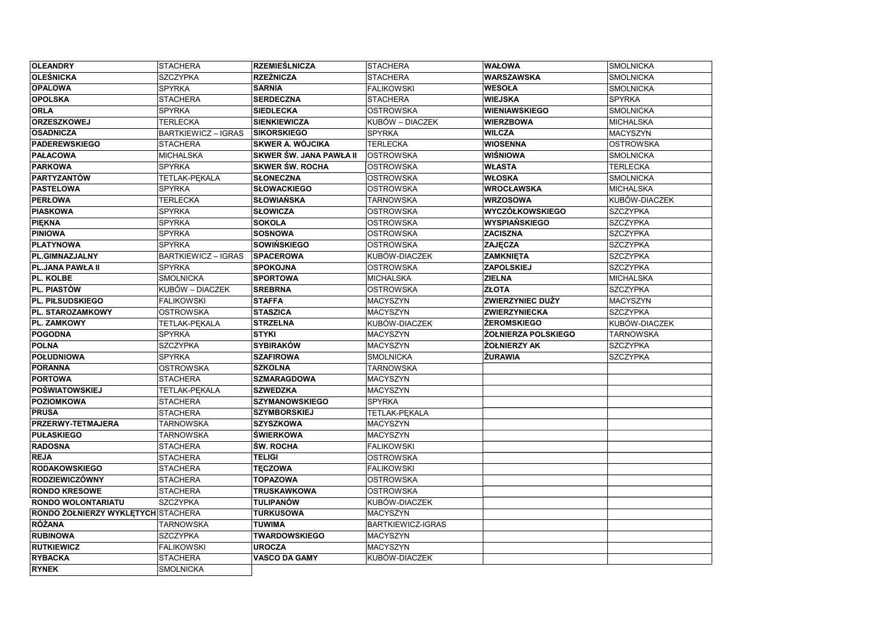| | | | | | |
|---|---|---|---|---|---|
| **OLEANDRY** | STACHERA | **RZEMIEŚLNICZA** | STACHERA | **WAŁOWA** | SMOLNICKA |
| **OLEŚNICKA** | SZCZYPKA | **RZEŹNICZA** | STACHERA | **WARSZAWSKA** | SMOLNICKA |
| **OPALOWA** | SPYRKA | **SARNIA** | FALIKOWSKI | **WESOŁA** | SMOLNICKA |
| **OPOLSKA** | STACHERA | **SERDECZNA** | STACHERA | **WIEJSKA** | SPYRKA |
| **ORLA** | SPYRKA | **SIEDLECKA** | OSTROWSKA | **WIENIAWSKIEGO** | SMOLNICKA |
| **ORZESZKOWEJ** | TERLECKA | **SIENKIEWICZA** | KUBÓW – DIACZEK | **WIERZBOWA** | MICHALSKA |
| **OSADNICZA** | BARTKIEWICZ – IGRAS | **SIKORSKIEGO** | SPYRKA | **WILCZA** | MACYSZYN |
| **PADEREWSKIEGO** | STACHERA | **SKWER A. WÓJCIKA** | TERLECKA | **WIOSENNA** | OSTROWSKA |
| **PAŁACOWA** | MICHALSKA | **SKWER ŚW. JANA PAWŁA II** | OSTROWSKA | **WIŚNIOWA** | SMOLNICKA |
| **PARKOWA** | SPYRKA | **SKWER ŚW. ROCHA** | OSTROWSKA | **WŁASTA** | TERLECKA |
| **PARTYZANTÓW** | TETLAK-PĘKALA | **SŁONECZNA** | OSTROWSKA | **WŁOSKA** | SMOLNICKA |
| **PASTELOWA** | SPYRKA | **SŁOWACKIEGO** | OSTROWSKA | **WROCŁAWSKA** | MICHALSKA |
| **PERŁOWA** | TERLECKA | **SŁOWIAŃSKA** | TARNOWSKA | **WRZOSOWA** | KUBÓW-DIACZEK |
| **PIASKOWA** | SPYRKA | **SŁOWICZA** | OSTROWSKA | **WYCZÓŁKOWSKIEGO** | SZCZYPKA |
| **PIĘKNA** | SPYRKA | **SOKOLA** | OSTROWSKA | **WYSPIAŃSKIEGO** | SZCZYPKA |
| **PINIOWA** | SPYRKA | **SOSNOWA** | OSTROWSKA | **ZACISZNA** | SZCZYPKA |
| **PLATYNOWA** | SPYRKA | **SOWIŃSKIEGO** | OSTROWSKA | **ZAJĘCZA** | SZCZYPKA |
| **PL.GIMNAZJALNY** | BARTKIEWICZ – IGRAS | **SPACEROWA** | KUBÓW-DIACZEK | **ZAMKNIĘTA** | SZCZYPKA |
| **PL.JANA PAWŁA II** | SPYRKA | **SPOKOJNA** | OSTROWSKA | **ZAPOLSKIEJ** | SZCZYPKA |
| **PL. KOLBE** | SMOLNICKA | **SPORTOWA** | MICHALSKA | **ZIELNA** | MICHALSKA |
| **PL. PIASTÓW** | KUBÓW – DIACZEK | **SREBRNA** | OSTROWSKA | **ZŁOTA** | SZCZYPKA |
| **PL. PIŁSUDSKIEGO** | FALIKOWSKI | **STAFFA** | MACYSZYN | **ZWIERZYNIEC DUŻY** | MACYSZYN |
| **PL. STAROZAMKOWY** | OSTROWSKA | **STASZICA** | MACYSZYN | **ZWIERZYNIECKA** | SZCZYPKA |
| **PL. ZAMKOWY** | TETLAK-PĘKALA | **STRZELNA** | KUBÓW-DIACZEK | **ŻEROMSKIEGO** | KUBÓW-DIACZEK |
| **POGODNA** | SPYRKA | **STYKI** | MACYSZYN | **ŻOŁNIERZA POLSKIEGO** | TARNOWSKA |
| **POLNA** | SZCZYPKA | **SYBIRAKÓW** | MACYSZYN | **ŻOŁNIERZY AK** | SZCZYPKA |
| **POŁUDNIOWA** | SPYRKA | **SZAFIROWA** | SMOLNICKA | **ŻURAWIA** | SZCZYPKA |
| **PORANNA** | OSTROWSKA | **SZKOLNA** | TARNOWSKA | | |
| **PORTOWA** | STACHERA | **SZMARAGDOWA** | MACYSZYN | | |
| **POŚWIATOWSKIEJ** | TETLAK-PĘKALA | **SZWEDZKA** | MACYSZYN | | |
| **POZIOMKOWA** | STACHERA | **SZYMANOWSKIEGO** | SPYRKA | | |
| **PRUSA** | STACHERA | **SZYMBORSKIEJ** | TETLAK-PĘKALA | | |
| **PRZERWY-TETMAJERA** | TARNOWSKA | **SZYSZKOWA** | MACYSZYN | | |
| **PUŁASKIEGO** | TARNOWSKA | **ŚWIERKOWA** | MACYSZYN | | |
| **RADOSNA** | STACHERA | **ŚW. ROCHA** | FALIKOWSKI | | |
| **REJA** | STACHERA | **TELIGI** | OSTROWSKA | | |
| **RODAKOWSKIEGO** | STACHERA | **TĘCZOWA** | FALIKOWSKI | | |
| **RODZIEWICZÓWNY** | STACHERA | **TOPAZOWA** | OSTROWSKA | | |
| **RONDO KRESOWE** | STACHERA | **TRUSKAWKOWA** | OSTROWSKA | | |
| **RONDO WOLONTARIATU** | SZCZYPKA | **TULIPANÓW** | KUBÓW-DIACZEK | | |
| **RONDO ŻOŁNIERZY WYKLĘTYCH** | STACHERA | **TURKUSOWA** | MACYSZYN | | |
| **RÓŻANA** | TARNOWSKA | **TUWIMA** | BARTKIEWICZ-IGRAS | | |
| **RUBINOWA** | SZCZYPKA | **TWARDOWSKIEGO** | MACYSZYN | | |
| **RUTKIEWICZ** | FALIKOWSKI | **UROCZA** | MACYSZYN | | |
| **RYBACKA** | STACHERA | **VASCO DA GAMY** | KUBÓW-DIACZEK | | |
| **RYNEK** | SMOLNICKA | | | | |